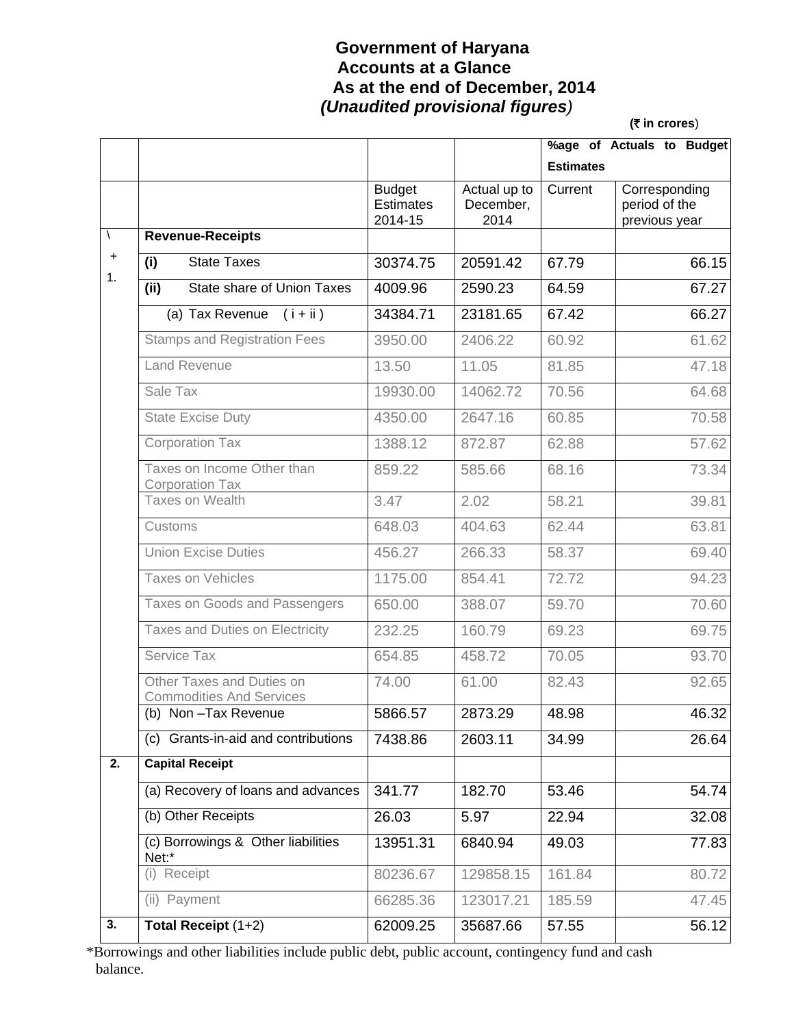# Government of Haryana
## Accounts at a Glance
## As at the end of December, 2014
### *(Unaudited provisional figures)*

**(₹ in crores)**

| | | Budget Estimates 2014-15 | Actual up to December, 2014 | %age of Actuals to Budget Estimates | |
|---|---|---|---|---|---|
| | | | | Current | Corresponding period of the previous year |
| 1. | **Revenue-Receipts** | | | | |
| | **(i)** State Taxes | 30374.75 | 20591.42 | 67.79 | 66.15 |
| | **(ii)** State share of Union Taxes | 4009.96 | 2590.23 | 64.59 | 67.27 |
| | (a) Tax Revenue ( i + ii ) | 34384.71 | 23181.65 | 67.42 | 66.27 |
| | Stamps and Registration Fees | 3950.00 | 2406.22 | 60.92 | 61.62 |
| | Land Revenue | 13.50 | 11.05 | 81.85 | 47.18 |
| | Sale Tax | 19930.00 | 14062.72 | 70.56 | 64.68 |
| | State Excise Duty | 4350.00 | 2647.16 | 60.85 | 70.58 |
| | Corporation Tax | 1388.12 | 872.87 | 62.88 | 57.62 |
| | Taxes on Income Other than Corporation Tax | 859.22 | 585.66 | 68.16 | 73.34 |
| | Taxes on Wealth | 3.47 | 2.02 | 58.21 | 39.81 |
| | Customs | 648.03 | 404.63 | 62.44 | 63.81 |
| | Union Excise Duties | 456.27 | 266.33 | 58.37 | 69.40 |
| | Taxes on Vehicles | 1175.00 | 854.41 | 72.72 | 94.23 |
| | Taxes on Goods and Passengers | 650.00 | 388.07 | 59.70 | 70.60 |
| | Taxes and Duties on Electricity | 232.25 | 160.79 | 69.23 | 69.75 |
| | Service Tax | 654.85 | 458.72 | 70.05 | 93.70 |
| | Other Taxes and Duties on Commodities And Services | 74.00 | 61.00 | 82.43 | 92.65 |
| | (b) Non –Tax Revenue | 5866.57 | 2873.29 | 48.98 | 46.32 |
| | (c) Grants-in-aid and contributions | 7438.86 | 2603.11 | 34.99 | 26.64 |
| **2.** | **Capital Receipt** | | | | |
| | (a) Recovery of loans and advances | 341.77 | 182.70 | 53.46 | 54.74 |
| | (b) Other Receipts | 26.03 | 5.97 | 22.94 | 32.08 |
| | (c) Borrowings & Other liabilities Net:* | 13951.31 | 6840.94 | 49.03 | 77.83 |
| | (i) Receipt | 80236.67 | 129858.15 | 161.84 | 80.72 |
| | (ii) Payment | 66285.36 | 123017.21 | 185.59 | 47.45 |
| **3.** | **Total Receipt** (1+2) | 62009.25 | 35687.66 | 57.55 | 56.12 |

*Borrowings and other liabilities include public debt, public account, contingency fund and cash balance.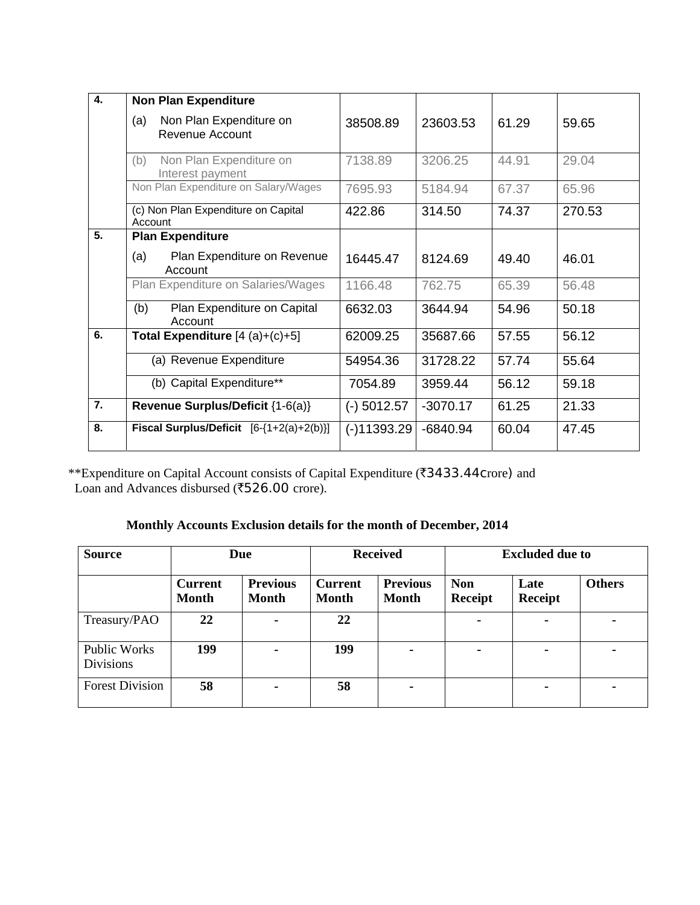| | | | | | |
|---|---|---|---|---|---|
| 4. | **Non Plan Expenditure** | | | | |
| | (a) Non Plan Expenditure on Revenue Account | 38508.89 | 23603.53 | 61.29 | 59.65 |
| | (b) Non Plan Expenditure on Interest payment | 7138.89 | 3206.25 | 44.91 | 29.04 |
| | Non Plan Expenditure on Salary/Wages | 7695.93 | 5184.94 | 67.37 | 65.96 |
| | (c) Non Plan Expenditure on Capital Account | 422.86 | 314.50 | 74.37 | 270.53 |
| 5. | **Plan Expenditure** | | | | |
| | (a) Plan Expenditure on Revenue Account | 16445.47 | 8124.69 | 49.40 | 46.01 |
| | Plan Expenditure on Salaries/Wages | 1166.48 | 762.75 | 65.39 | 56.48 |
| | (b) Plan Expenditure on Capital Account | 6632.03 | 3644.94 | 54.96 | 50.18 |
| 6. | **Total Expenditure** [4 (a)+(c)+5] | 62009.25 | 35687.66 | 57.55 | 56.12 |
| | (a) Revenue Expenditure | 54954.36 | 31728.22 | 57.74 | 55.64 |
| | (b) Capital Expenditure** | 7054.89 | 3959.44 | 56.12 | 59.18 |
| 7. | **Revenue Surplus/Deficit** {1-6(a)} | (-) 5012.57 | -3070.17 | 61.25 | 21.33 |
| 8. | **Fiscal Surplus/Deficit** [6-{1+2(a)+2(b)}] | (-)11393.29 | -6840.94 | 60.04 | 47.45 |

**Expenditure on Capital Account consists of Capital Expenditure (₹3433.44crore) and Loan and Advances disbursed (₹526.00 crore).

### Monthly Accounts Exclusion details for the month of December, 2014

| Source | Due | | Received | | Excluded due to | | |
|---|---|---|---|---|---|---|---|
| | Current Month | Previous Month | Current Month | Previous Month | Non Receipt | Late Receipt | Others |
| Treasury/PAO | 22 | - | 22 | | - | - | - |
| Public Works Divisions | 199 | - | 199 | - | - | - | - |
| Forest Division | 58 | - | 58 | - | | - | - |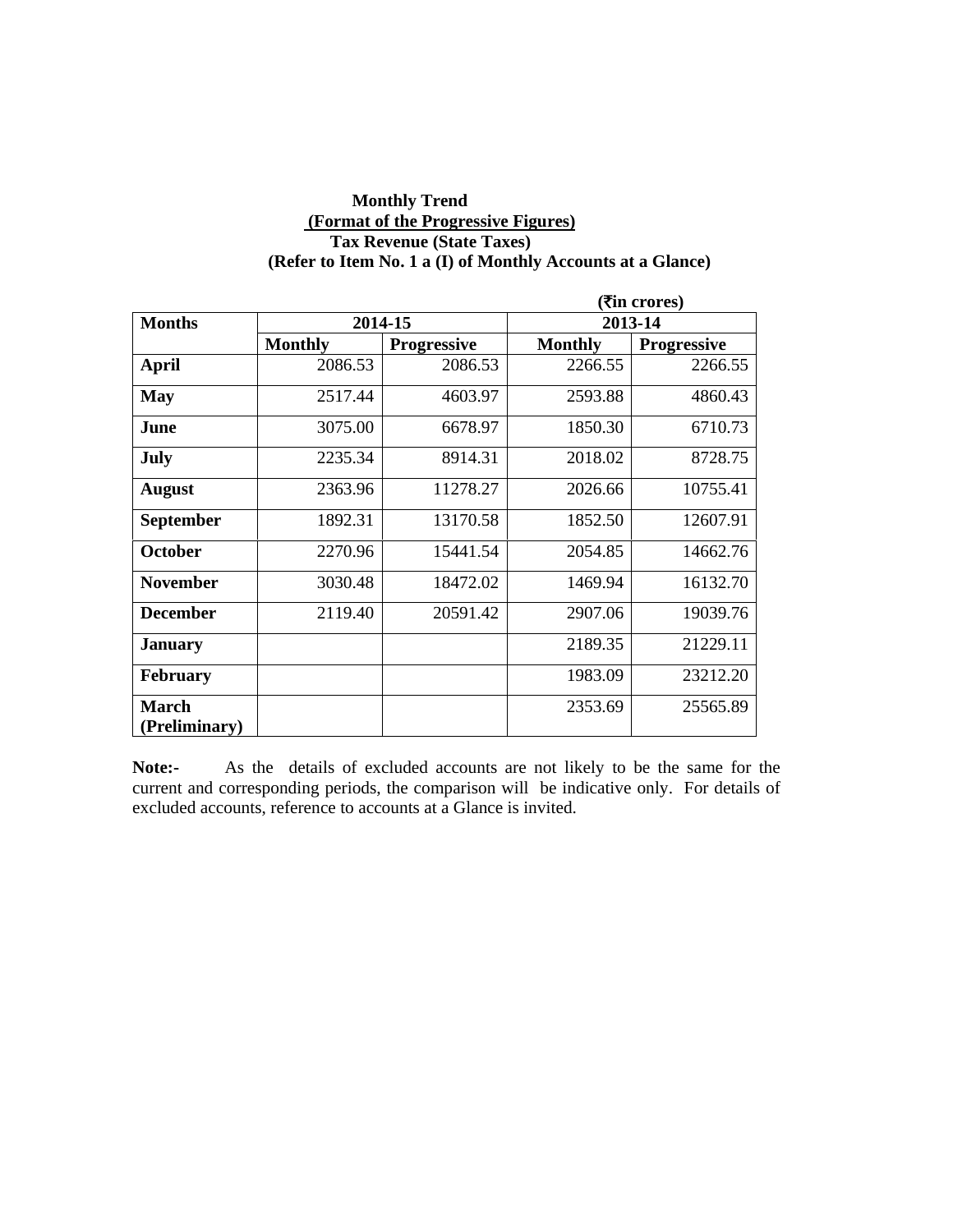**Monthly Trend**

**(Format of the Progressive Figures)**

**Tax Revenue (State Taxes)**

**(Refer to Item No. 1 a (I) of Monthly Accounts at a Glance)**

**(₹in crores)**

| Months | 2014-15 | | 2013-14 | |
|---|---|---|---|---|
| | Monthly | Progressive | Monthly | Progressive |
| **April** | 2086.53 | 2086.53 | 2266.55 | 2266.55 |
| **May** | 2517.44 | 4603.97 | 2593.88 | 4860.43 |
| **June** | 3075.00 | 6678.97 | 1850.30 | 6710.73 |
| **July** | 2235.34 | 8914.31 | 2018.02 | 8728.75 |
| **August** | 2363.96 | 11278.27 | 2026.66 | 10755.41 |
| **September** | 1892.31 | 13170.58 | 1852.50 | 12607.91 |
| **October** | 2270.96 | 15441.54 | 2054.85 | 14662.76 |
| **November** | 3030.48 | 18472.02 | 1469.94 | 16132.70 |
| **December** | 2119.40 | 20591.42 | 2907.06 | 19039.76 |
| **January** | | | 2189.35 | 21229.11 |
| **February** | | | 1983.09 | 23212.20 |
| **March (Preliminary)** | | | 2353.69 | 25565.89 |

**Note:-** As the details of excluded accounts are not likely to be the same for the current and corresponding periods, the comparison will be indicative only. For details of excluded accounts, reference to accounts at a Glance is invited.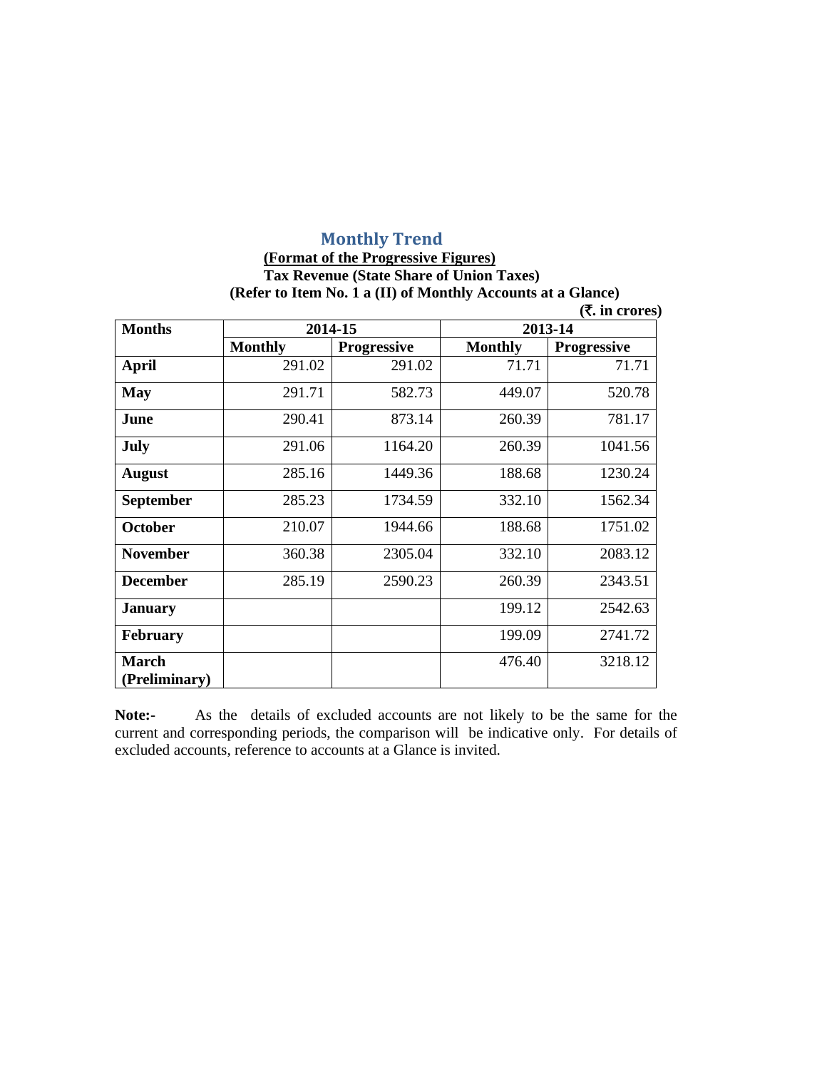## Monthly Trend

**(Format of the Progressive Figures)**

**Tax Revenue (State Share of Union Taxes)**

**(Refer to Item No. 1 a (II) of Monthly Accounts at a Glance)**

**(₹. in crores)**

| Months | 2014-15 | | 2013-14 | |
|---|---|---|---|---|
| | Monthly | Progressive | Monthly | Progressive |
| **April** | 291.02 | 291.02 | 71.71 | 71.71 |
| **May** | 291.71 | 582.73 | 449.07 | 520.78 |
| **June** | 290.41 | 873.14 | 260.39 | 781.17 |
| **July** | 291.06 | 1164.20 | 260.39 | 1041.56 |
| **August** | 285.16 | 1449.36 | 188.68 | 1230.24 |
| **September** | 285.23 | 1734.59 | 332.10 | 1562.34 |
| **October** | 210.07 | 1944.66 | 188.68 | 1751.02 |
| **November** | 360.38 | 2305.04 | 332.10 | 2083.12 |
| **December** | 285.19 | 2590.23 | 260.39 | 2343.51 |
| **January** | | | 199.12 | 2542.63 |
| **February** | | | 199.09 | 2741.72 |
| **March (Preliminary)** | | | 476.40 | 3218.12 |

**Note:-** As the details of excluded accounts are not likely to be the same for the current and corresponding periods, the comparison will be indicative only. For details of excluded accounts, reference to accounts at a Glance is invited.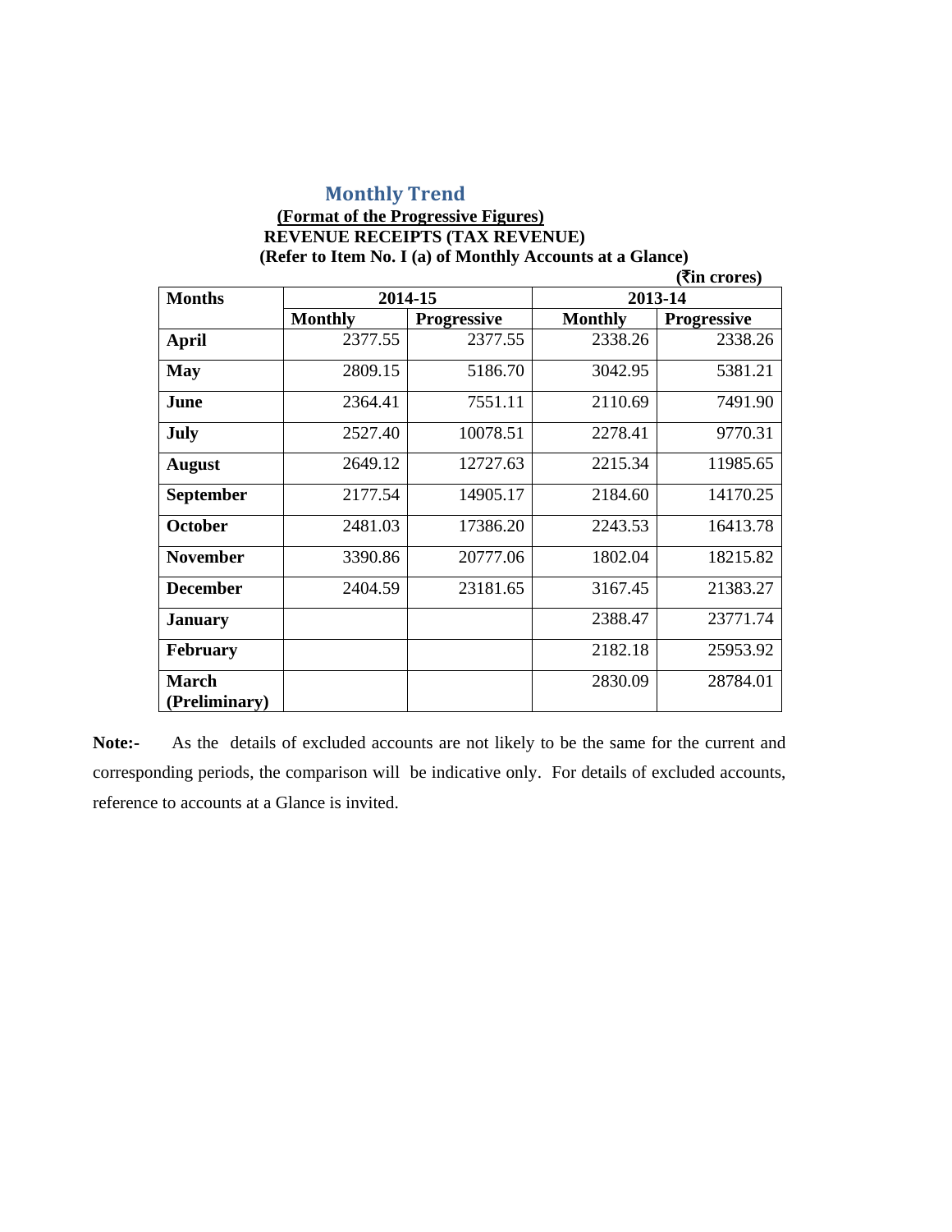## Monthly Trend

**(Format of the Progressive Figures)**

**REVENUE RECEIPTS (TAX REVENUE)**

**(Refer to Item No. I (a) of Monthly Accounts at a Glance)**

**(₹in crores)**

| Months | 2014-15 | | 2013-14 | |
|---|---|---|---|---|
| | Monthly | Progressive | Monthly | Progressive |
| April | 2377.55 | 2377.55 | 2338.26 | 2338.26 |
| May | 2809.15 | 5186.70 | 3042.95 | 5381.21 |
| June | 2364.41 | 7551.11 | 2110.69 | 7491.90 |
| July | 2527.40 | 10078.51 | 2278.41 | 9770.31 |
| August | 2649.12 | 12727.63 | 2215.34 | 11985.65 |
| September | 2177.54 | 14905.17 | 2184.60 | 14170.25 |
| October | 2481.03 | 17386.20 | 2243.53 | 16413.78 |
| November | 3390.86 | 20777.06 | 1802.04 | 18215.82 |
| December | 2404.59 | 23181.65 | 3167.45 | 21383.27 |
| January | | | 2388.47 | 23771.74 |
| February | | | 2182.18 | 25953.92 |
| March (Preliminary) | | | 2830.09 | 28784.01 |

**Note:-** As the details of excluded accounts are not likely to be the same for the current and corresponding periods, the comparison will be indicative only. For details of excluded accounts, reference to accounts at a Glance is invited.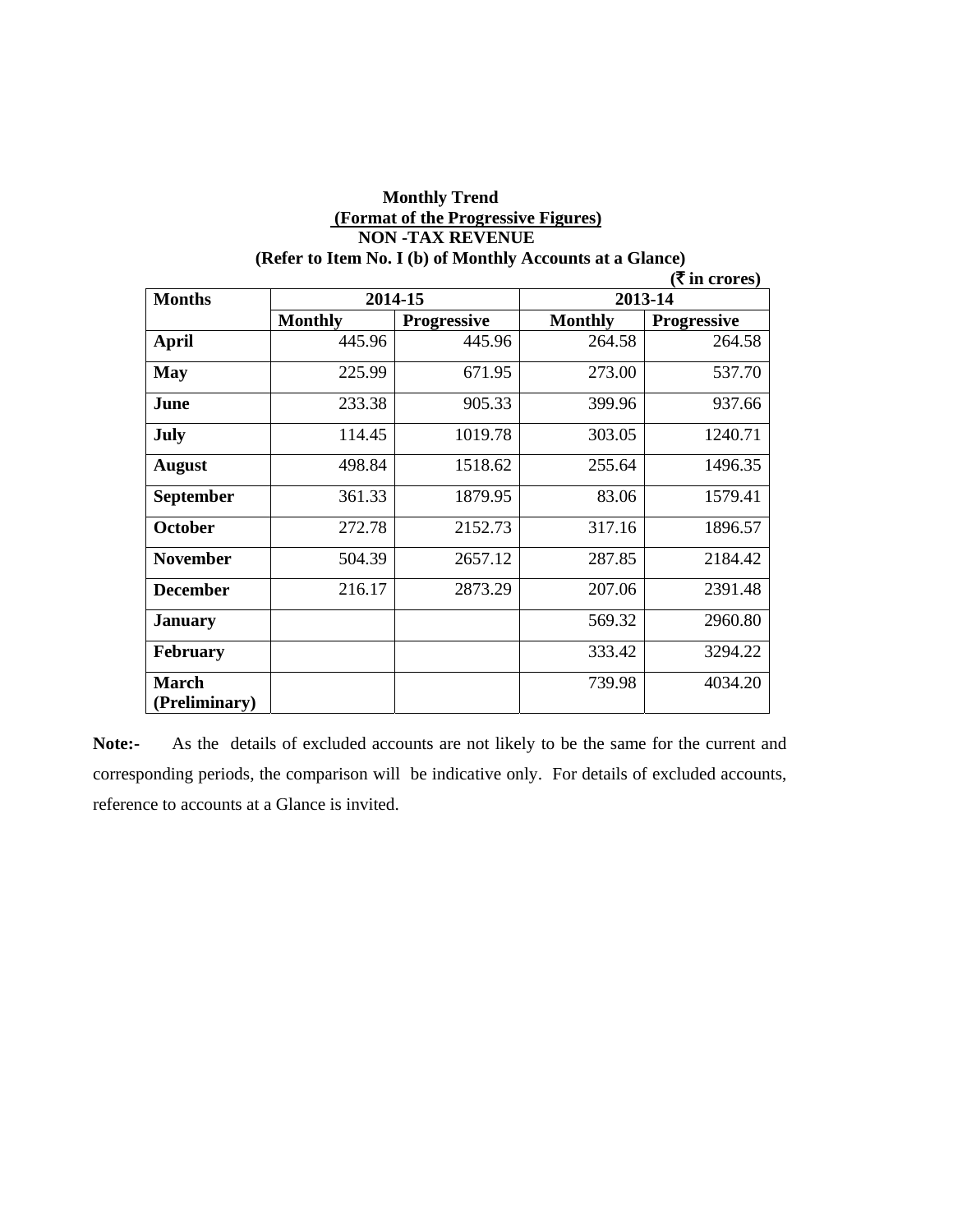**Monthly Trend**

**(Format of the Progressive Figures)**

**NON -TAX REVENUE**

**(Refer to Item No. I (b) of Monthly Accounts at a Glance)**

**(₹ in crores)**

| Months | 2014-15 | | 2013-14 | |
|---|---|---|---|---|
| | Monthly | Progressive | Monthly | Progressive |
| **April** | 445.96 | 445.96 | 264.58 | 264.58 |
| **May** | 225.99 | 671.95 | 273.00 | 537.70 |
| **June** | 233.38 | 905.33 | 399.96 | 937.66 |
| **July** | 114.45 | 1019.78 | 303.05 | 1240.71 |
| **August** | 498.84 | 1518.62 | 255.64 | 1496.35 |
| **September** | 361.33 | 1879.95 | 83.06 | 1579.41 |
| **October** | 272.78 | 2152.73 | 317.16 | 1896.57 |
| **November** | 504.39 | 2657.12 | 287.85 | 2184.42 |
| **December** | 216.17 | 2873.29 | 207.06 | 2391.48 |
| **January** | | | 569.32 | 2960.80 |
| **February** | | | 333.42 | 3294.22 |
| **March (Preliminary)** | | | 739.98 | 4034.20 |

**Note:-** As the details of excluded accounts are not likely to be the same for the current and corresponding periods, the comparison will be indicative only. For details of excluded accounts, reference to accounts at a Glance is invited.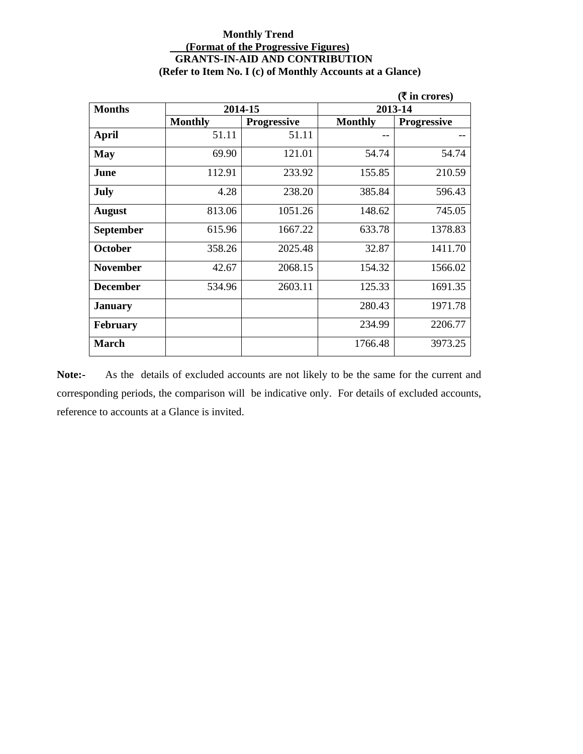**Monthly Trend**

**(Format of the Progressive Figures)**

**GRANTS-IN-AID AND CONTRIBUTION**

**(Refer to Item No. I (c) of Monthly Accounts at a Glance)**

**(₹ in crores)**

| Months | 2014-15 | | 2013-14 | |
|---|---|---|---|---|
| | Monthly | Progressive | Monthly | Progressive |
| **April** | 51.11 | 51.11 | -- | -- |
| **May** | 69.90 | 121.01 | 54.74 | 54.74 |
| **June** | 112.91 | 233.92 | 155.85 | 210.59 |
| **July** | 4.28 | 238.20 | 385.84 | 596.43 |
| **August** | 813.06 | 1051.26 | 148.62 | 745.05 |
| **September** | 615.96 | 1667.22 | 633.78 | 1378.83 |
| **October** | 358.26 | 2025.48 | 32.87 | 1411.70 |
| **November** | 42.67 | 2068.15 | 154.32 | 1566.02 |
| **December** | 534.96 | 2603.11 | 125.33 | 1691.35 |
| **January** | | | 280.43 | 1971.78 |
| **February** | | | 234.99 | 2206.77 |
| **March** | | | 1766.48 | 3973.25 |

**Note:-** As the details of excluded accounts are not likely to be the same for the current and corresponding periods, the comparison will be indicative only. For details of excluded accounts, reference to accounts at a Glance is invited.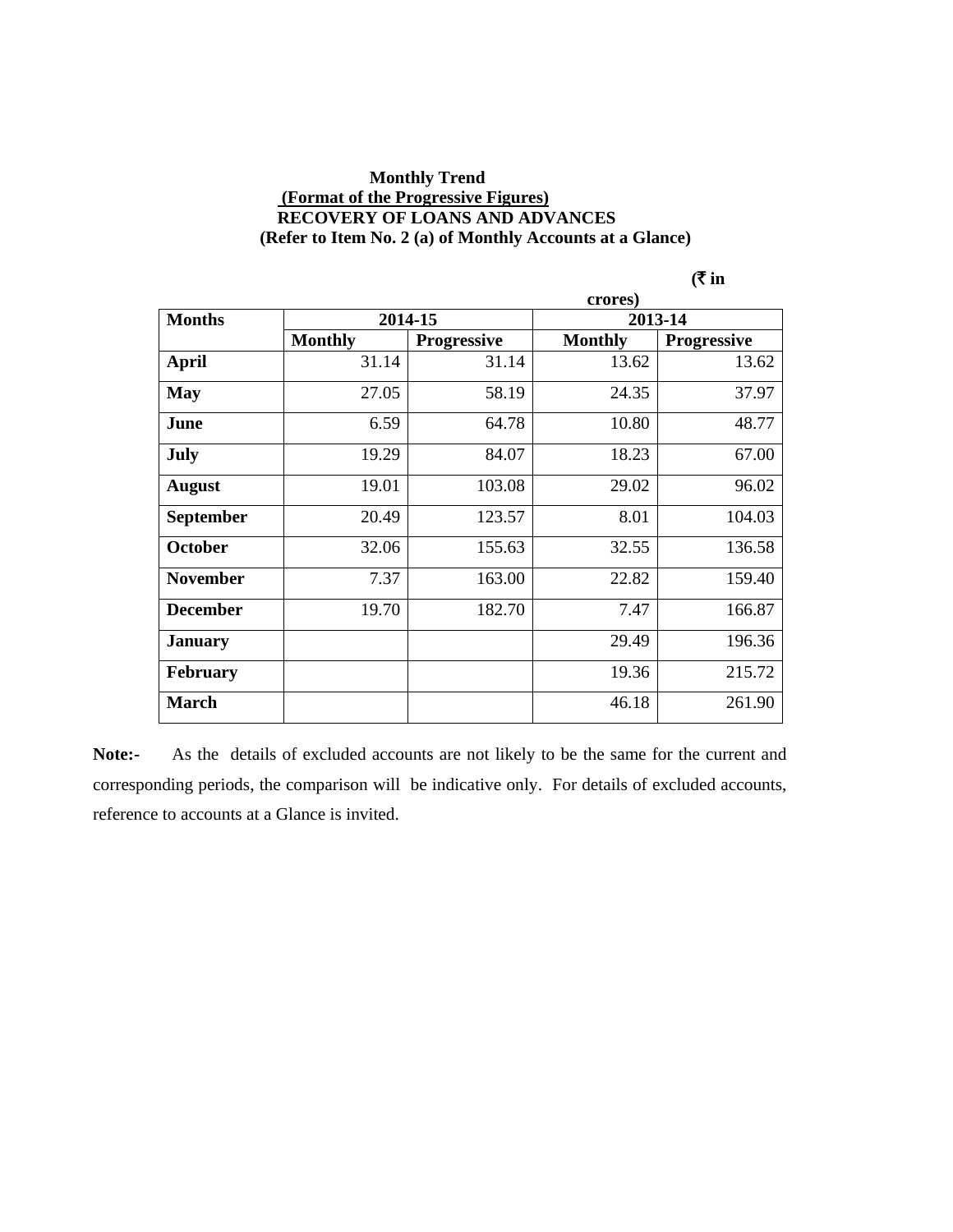**Monthly Trend**

**(Format of the Progressive Figures)**

**RECOVERY OF LOANS AND ADVANCES**

**(Refer to Item No. 2 (a) of Monthly Accounts at a Glance)**

**(₹ in crores)**

| Months | 2014-15 | | 2013-14 | |
|---|---|---|---|---|
| | Monthly | Progressive | Monthly | Progressive |
| **April** | 31.14 | 31.14 | 13.62 | 13.62 |
| **May** | 27.05 | 58.19 | 24.35 | 37.97 |
| **June** | 6.59 | 64.78 | 10.80 | 48.77 |
| **July** | 19.29 | 84.07 | 18.23 | 67.00 |
| **August** | 19.01 | 103.08 | 29.02 | 96.02 |
| **September** | 20.49 | 123.57 | 8.01 | 104.03 |
| **October** | 32.06 | 155.63 | 32.55 | 136.58 |
| **November** | 7.37 | 163.00 | 22.82 | 159.40 |
| **December** | 19.70 | 182.70 | 7.47 | 166.87 |
| **January** | | | 29.49 | 196.36 |
| **February** | | | 19.36 | 215.72 |
| **March** | | | 46.18 | 261.90 |

**Note:-** As the details of excluded accounts are not likely to be the same for the current and corresponding periods, the comparison will be indicative only. For details of excluded accounts, reference to accounts at a Glance is invited.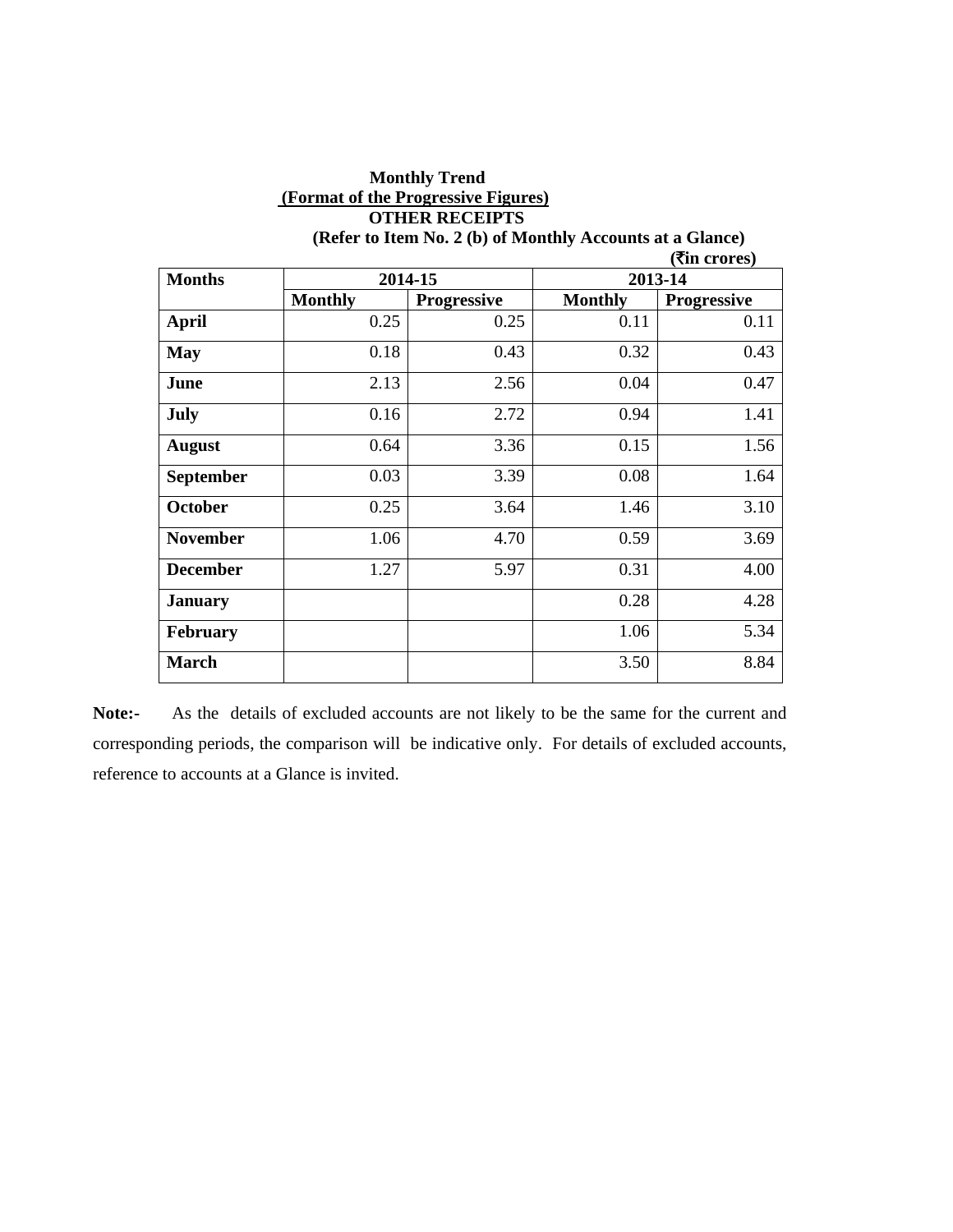**Monthly Trend**

**(Format of the Progressive Figures)**

**OTHER RECEIPTS**

**(Refer to Item No. 2 (b) of Monthly Accounts at a Glance)**

**(₹in crores)**

| Months | 2014-15 | | 2013-14 | |
|---|---|---|---|---|
| | Monthly | Progressive | Monthly | Progressive |
| April | 0.25 | 0.25 | 0.11 | 0.11 |
| May | 0.18 | 0.43 | 0.32 | 0.43 |
| June | 2.13 | 2.56 | 0.04 | 0.47 |
| July | 0.16 | 2.72 | 0.94 | 1.41 |
| August | 0.64 | 3.36 | 0.15 | 1.56 |
| September | 0.03 | 3.39 | 0.08 | 1.64 |
| October | 0.25 | 3.64 | 1.46 | 3.10 |
| November | 1.06 | 4.70 | 0.59 | 3.69 |
| December | 1.27 | 5.97 | 0.31 | 4.00 |
| January | | | 0.28 | 4.28 |
| February | | | 1.06 | 5.34 |
| March | | | 3.50 | 8.84 |

**Note:-** As the details of excluded accounts are not likely to be the same for the current and corresponding periods, the comparison will be indicative only. For details of excluded accounts, reference to accounts at a Glance is invited.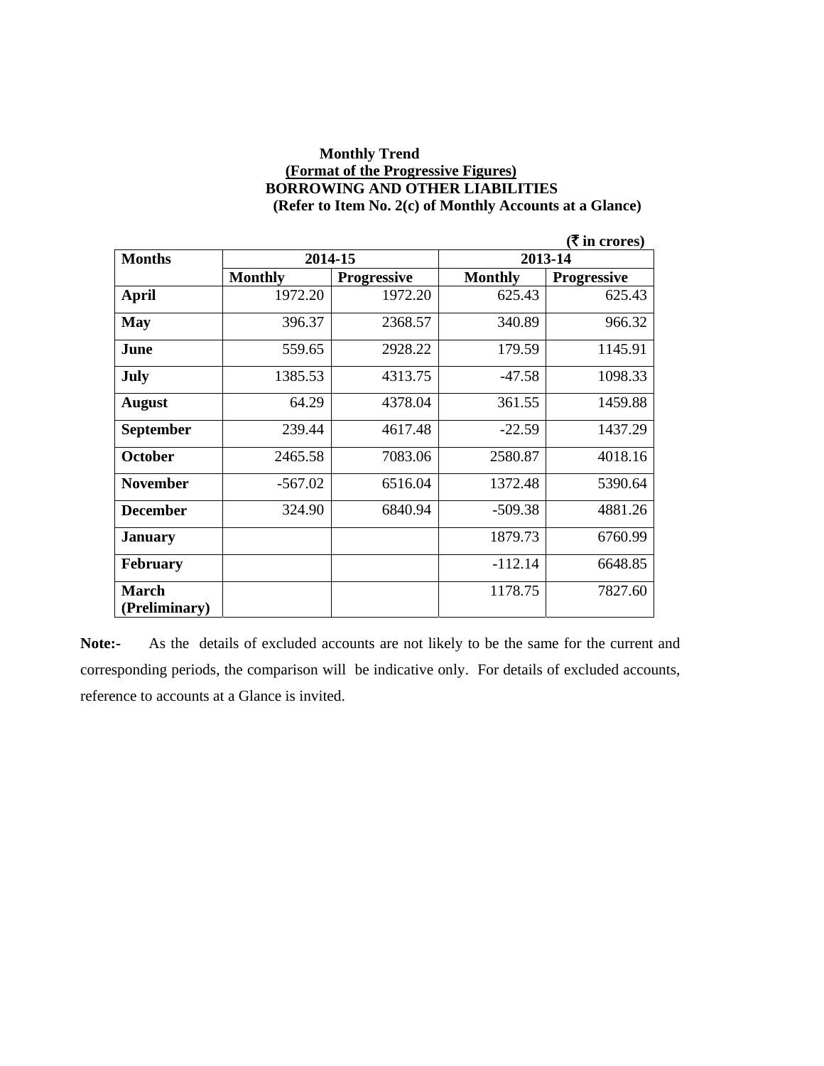**Monthly Trend**

**(Format of the Progressive Figures)**

**BORROWING AND OTHER LIABILITIES**

**(Refer to Item No. 2(c) of Monthly Accounts at a Glance)**

**(₹ in crores)**

| Months | 2014-15 | | 2013-14 | |
|---|---|---|---|---|
| | Monthly | Progressive | Monthly | Progressive |
| **April** | 1972.20 | 1972.20 | 625.43 | 625.43 |
| **May** | 396.37 | 2368.57 | 340.89 | 966.32 |
| **June** | 559.65 | 2928.22 | 179.59 | 1145.91 |
| **July** | 1385.53 | 4313.75 | -47.58 | 1098.33 |
| **August** | 64.29 | 4378.04 | 361.55 | 1459.88 |
| **September** | 239.44 | 4617.48 | -22.59 | 1437.29 |
| **October** | 2465.58 | 7083.06 | 2580.87 | 4018.16 |
| **November** | -567.02 | 6516.04 | 1372.48 | 5390.64 |
| **December** | 324.90 | 6840.94 | -509.38 | 4881.26 |
| **January** | | | 1879.73 | 6760.99 |
| **February** | | | -112.14 | 6648.85 |
| **March (Preliminary)** | | | 1178.75 | 7827.60 |

**Note:-** As the details of excluded accounts are not likely to be the same for the current and corresponding periods, the comparison will be indicative only. For details of excluded accounts, reference to accounts at a Glance is invited.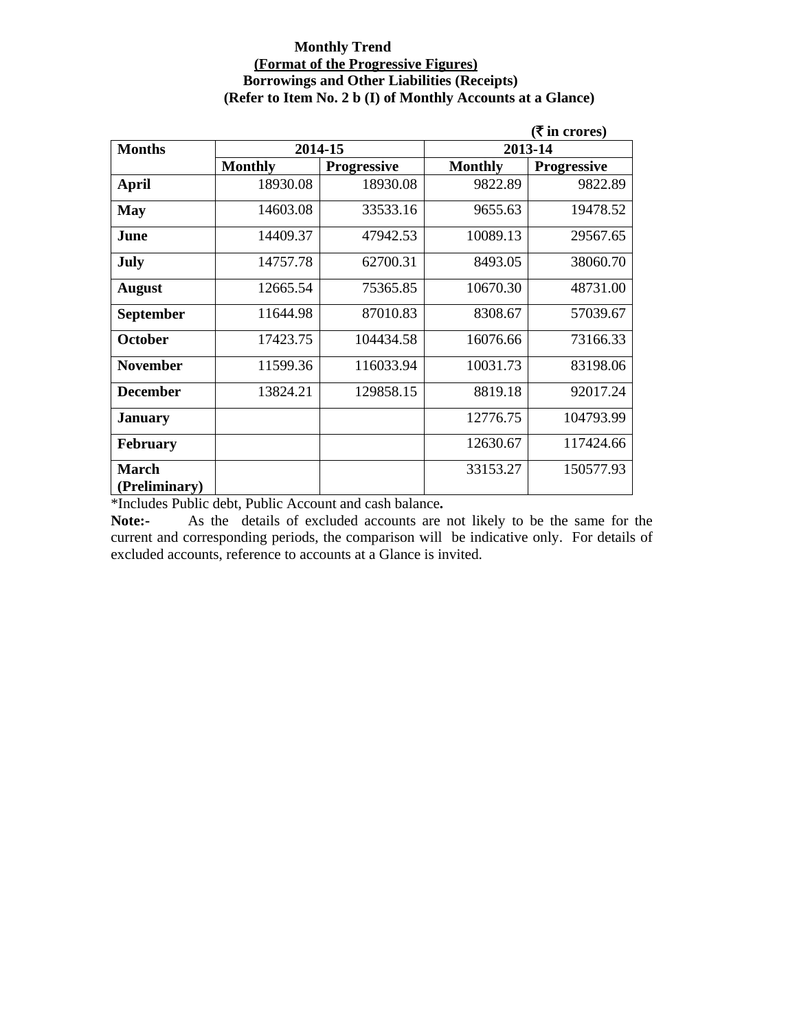**Monthly Trend**

**(Format of the Progressive Figures)**

**Borrowings and Other Liabilities (Receipts)**

**(Refer to Item No. 2 b (I) of Monthly Accounts at a Glance)**

**(₹ in crores)**

| Months | 2014-15 | | 2013-14 | |
|---|---|---|---|---|
| | Monthly | Progressive | Monthly | Progressive |
| **April** | 18930.08 | 18930.08 | 9822.89 | 9822.89 |
| **May** | 14603.08 | 33533.16 | 9655.63 | 19478.52 |
| **June** | 14409.37 | 47942.53 | 10089.13 | 29567.65 |
| **July** | 14757.78 | 62700.31 | 8493.05 | 38060.70 |
| **August** | 12665.54 | 75365.85 | 10670.30 | 48731.00 |
| **September** | 11644.98 | 87010.83 | 8308.67 | 57039.67 |
| **October** | 17423.75 | 104434.58 | 16076.66 | 73166.33 |
| **November** | 11599.36 | 116033.94 | 10031.73 | 83198.06 |
| **December** | 13824.21 | 129858.15 | 8819.18 | 92017.24 |
| **January** | | | 12776.75 | 104793.99 |
| **February** | | | 12630.67 | 117424.66 |
| **March (Preliminary)** | | | 33153.27 | 150577.93 |

*Includes Public debt, Public Account and cash balance**.**

**Note:-** As the details of excluded accounts are not likely to be the same for the current and corresponding periods, the comparison will be indicative only. For details of excluded accounts, reference to accounts at a Glance is invited.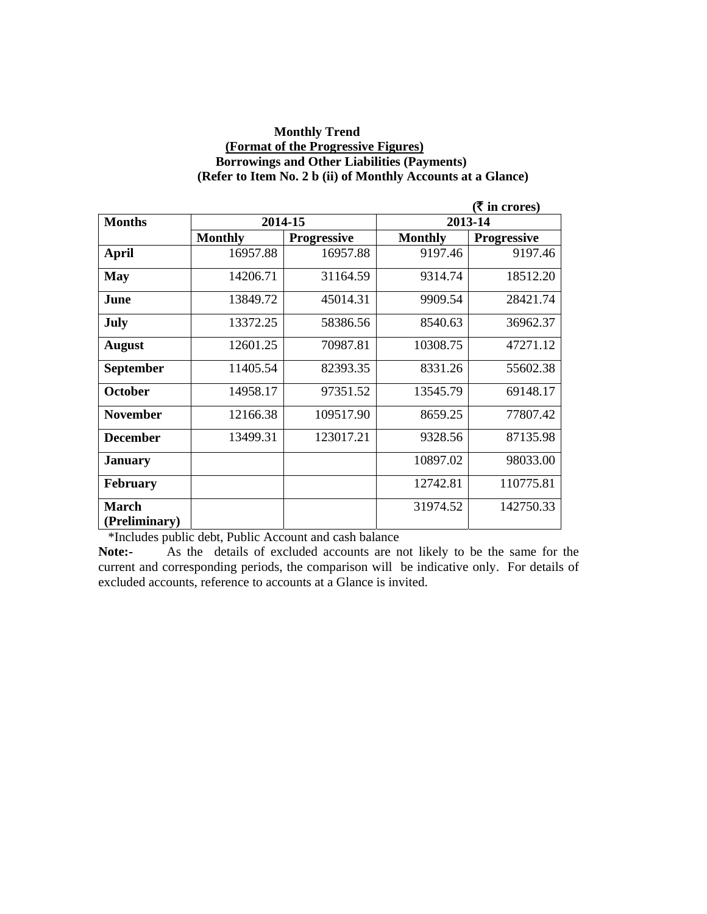**Monthly Trend**

**(Format of the Progressive Figures)**

**Borrowings and Other Liabilities (Payments)**

**(Refer to Item No. 2 b (ii) of Monthly Accounts at a Glance)**

**(₹ in crores)**

| Months | 2014-15 | | 2013-14 | |
|---|---|---|---|---|
| | Monthly | Progressive | Monthly | Progressive |
| April | 16957.88 | 16957.88 | 9197.46 | 9197.46 |
| May | 14206.71 | 31164.59 | 9314.74 | 18512.20 |
| June | 13849.72 | 45014.31 | 9909.54 | 28421.74 |
| July | 13372.25 | 58386.56 | 8540.63 | 36962.37 |
| August | 12601.25 | 70987.81 | 10308.75 | 47271.12 |
| September | 11405.54 | 82393.35 | 8331.26 | 55602.38 |
| October | 14958.17 | 97351.52 | 13545.79 | 69148.17 |
| November | 12166.38 | 109517.90 | 8659.25 | 77807.42 |
| December | 13499.31 | 123017.21 | 9328.56 | 87135.98 |
| January | | | 10897.02 | 98033.00 |
| February | | | 12742.81 | 110775.81 |
| March (Preliminary) | | | 31974.52 | 142750.33 |

*Includes public debt, Public Account and cash balance

**Note:-** As the details of excluded accounts are not likely to be the same for the current and corresponding periods, the comparison will be indicative only. For details of excluded accounts, reference to accounts at a Glance is invited.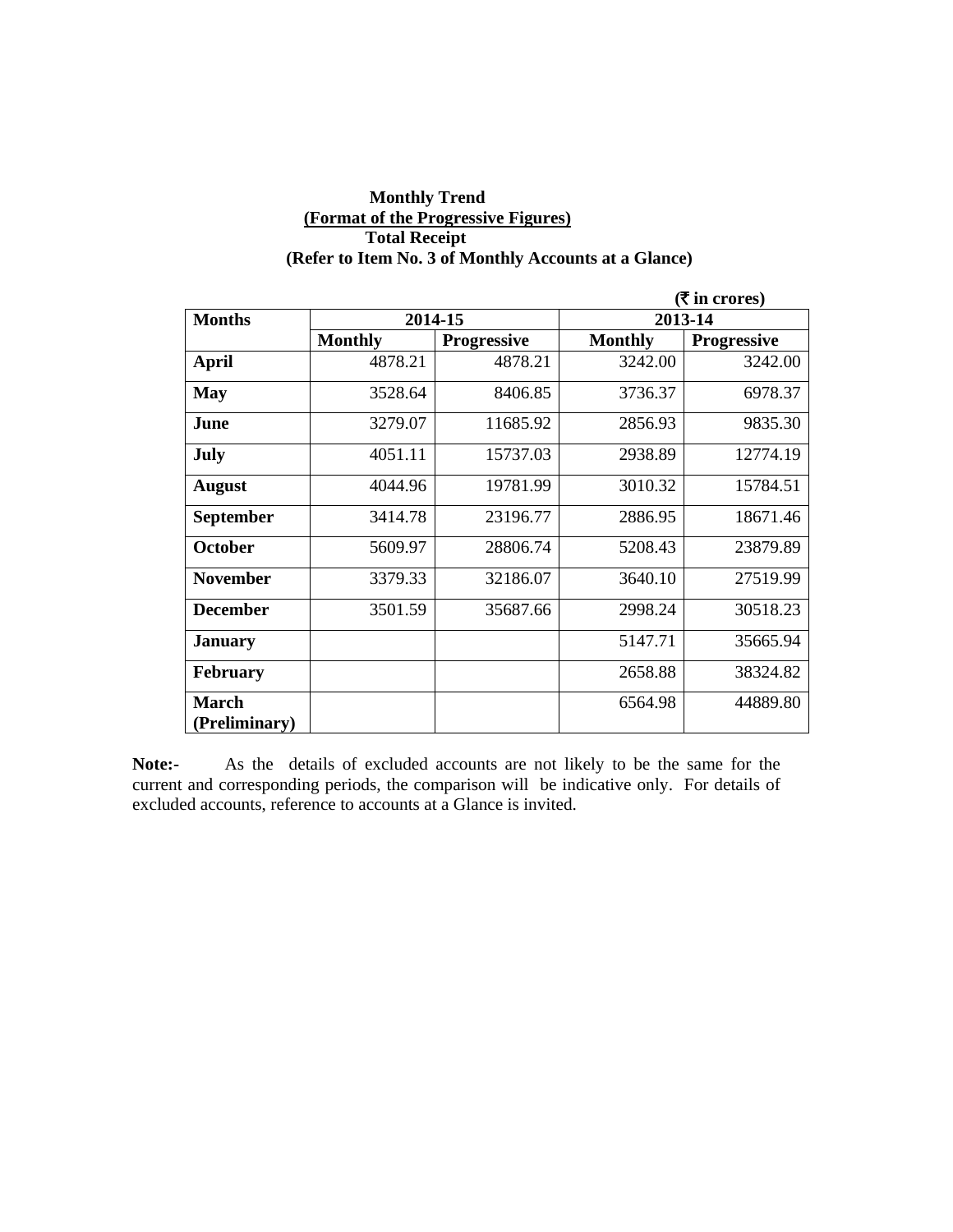**Monthly Trend**

**(Format of the Progressive Figures)**

**Total Receipt**

**(Refer to Item No. 3 of Monthly Accounts at a Glance)**

**(₹ in crores)**

| **Months** | **2014-15** | | **2013-14** | |
|---|---|---|---|---|
| | **Monthly** | **Progressive** | **Monthly** | **Progressive** |
| **April** | 4878.21 | 4878.21 | 3242.00 | 3242.00 |
| **May** | 3528.64 | 8406.85 | 3736.37 | 6978.37 |
| **June** | 3279.07 | 11685.92 | 2856.93 | 9835.30 |
| **July** | 4051.11 | 15737.03 | 2938.89 | 12774.19 |
| **August** | 4044.96 | 19781.99 | 3010.32 | 15784.51 |
| **September** | 3414.78 | 23196.77 | 2886.95 | 18671.46 |
| **October** | 5609.97 | 28806.74 | 5208.43 | 23879.89 |
| **November** | 3379.33 | 32186.07 | 3640.10 | 27519.99 |
| **December** | 3501.59 | 35687.66 | 2998.24 | 30518.23 |
| **January** | | | 5147.71 | 35665.94 |
| **February** | | | 2658.88 | 38324.82 |
| **March (Preliminary)** | | | 6564.98 | 44889.80 |

**Note:-** As the details of excluded accounts are not likely to be the same for the current and corresponding periods, the comparison will be indicative only. For details of excluded accounts, reference to accounts at a Glance is invited.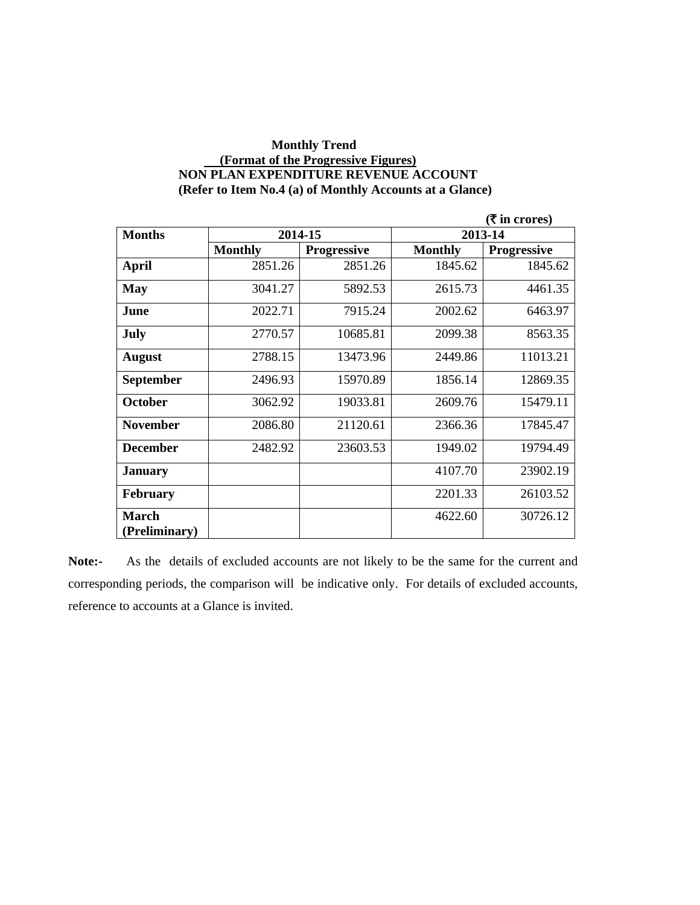**Monthly Trend**

**(Format of the Progressive Figures)**

**NON PLAN EXPENDITURE REVENUE ACCOUNT**

**(Refer to Item No.4 (a) of Monthly Accounts at a Glance)**

**(₹ in crores)**

| Months | 2014-15 | | 2013-14 | |
|---|---|---|---|---|
| | Monthly | Progressive | Monthly | Progressive |
| **April** | 2851.26 | 2851.26 | 1845.62 | 1845.62 |
| **May** | 3041.27 | 5892.53 | 2615.73 | 4461.35 |
| **June** | 2022.71 | 7915.24 | 2002.62 | 6463.97 |
| **July** | 2770.57 | 10685.81 | 2099.38 | 8563.35 |
| **August** | 2788.15 | 13473.96 | 2449.86 | 11013.21 |
| **September** | 2496.93 | 15970.89 | 1856.14 | 12869.35 |
| **October** | 3062.92 | 19033.81 | 2609.76 | 15479.11 |
| **November** | 2086.80 | 21120.61 | 2366.36 | 17845.47 |
| **December** | 2482.92 | 23603.53 | 1949.02 | 19794.49 |
| **January** | | | 4107.70 | 23902.19 |
| **February** | | | 2201.33 | 26103.52 |
| **March (Preliminary)** | | | 4622.60 | 30726.12 |

**Note:-** As the details of excluded accounts are not likely to be the same for the current and corresponding periods, the comparison will be indicative only. For details of excluded accounts, reference to accounts at a Glance is invited.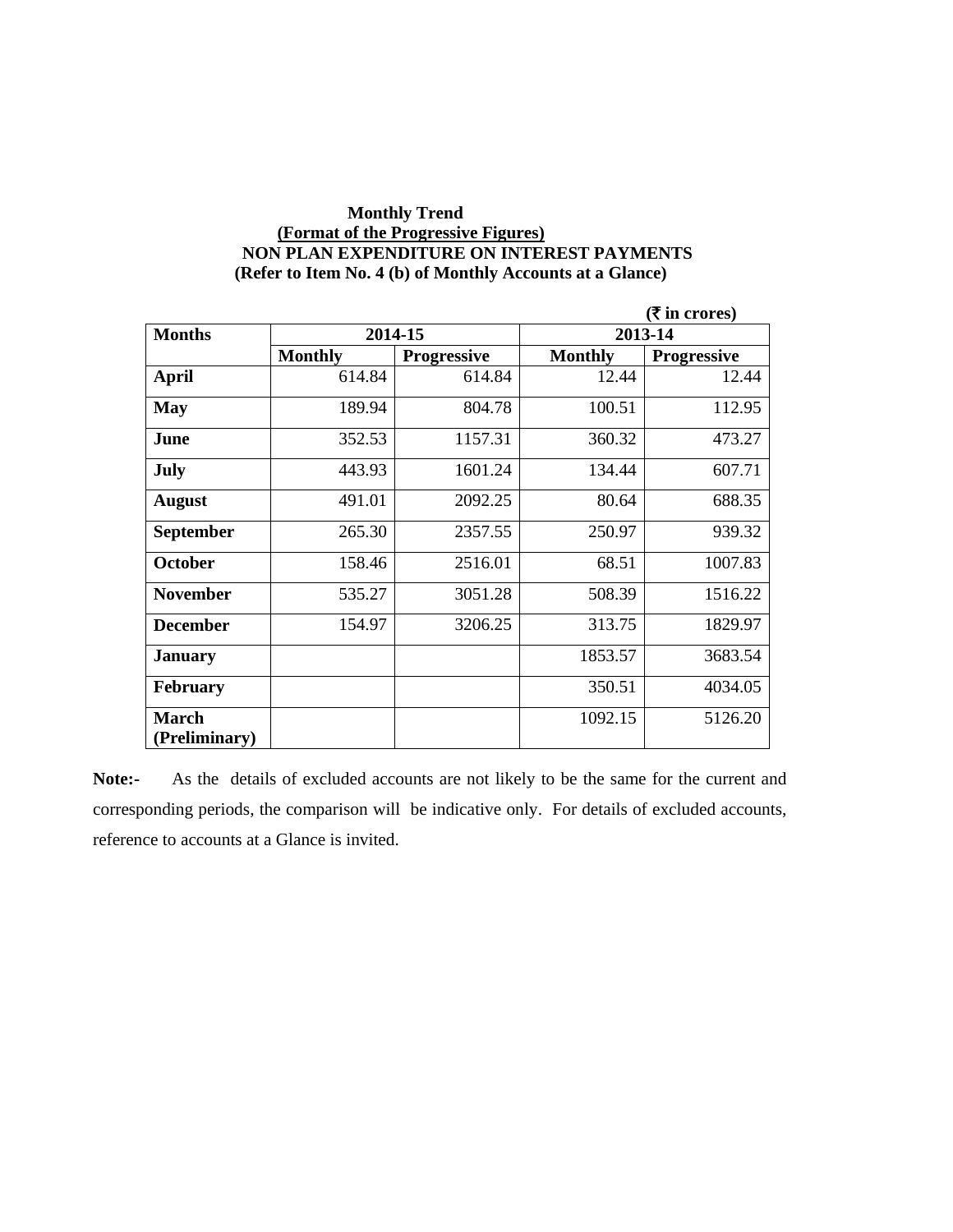**Monthly Trend**

**(Format of the Progressive Figures)**

**NON PLAN EXPENDITURE ON INTEREST PAYMENTS**

**(Refer to Item No. 4 (b) of Monthly Accounts at a Glance)**

**(₹ in crores)**

| Months | 2014-15 | | 2013-14 | |
|---|---|---|---|---|
| | Monthly | Progressive | Monthly | Progressive |
| April | 614.84 | 614.84 | 12.44 | 12.44 |
| May | 189.94 | 804.78 | 100.51 | 112.95 |
| June | 352.53 | 1157.31 | 360.32 | 473.27 |
| July | 443.93 | 1601.24 | 134.44 | 607.71 |
| August | 491.01 | 2092.25 | 80.64 | 688.35 |
| September | 265.30 | 2357.55 | 250.97 | 939.32 |
| October | 158.46 | 2516.01 | 68.51 | 1007.83 |
| November | 535.27 | 3051.28 | 508.39 | 1516.22 |
| December | 154.97 | 3206.25 | 313.75 | 1829.97 |
| January | | | 1853.57 | 3683.54 |
| February | | | 350.51 | 4034.05 |
| March (Preliminary) | | | 1092.15 | 5126.20 |

**Note:-** As the details of excluded accounts are not likely to be the same for the current and corresponding periods, the comparison will be indicative only. For details of excluded accounts, reference to accounts at a Glance is invited.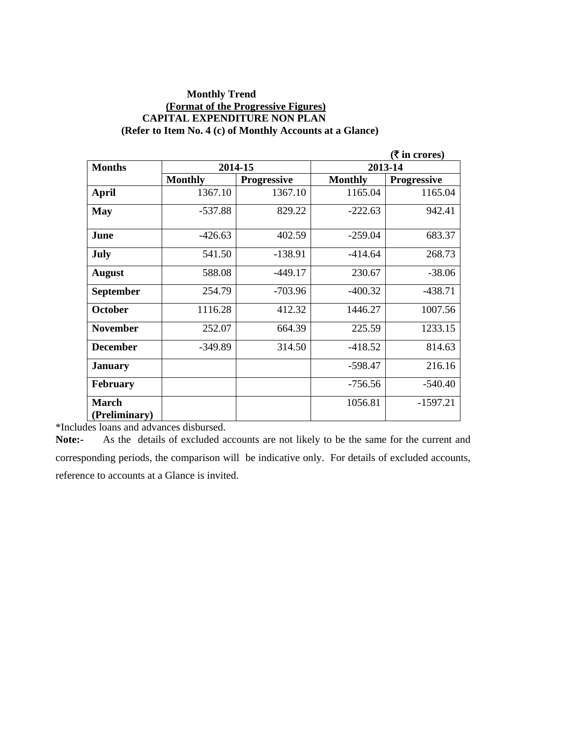**Monthly Trend**

**(Format of the Progressive Figures)**

**CAPITAL EXPENDITURE NON PLAN**

**(Refer to Item No. 4 (c) of Monthly Accounts at a Glance)**

**(₹ in crores)**

| Months | 2014-15 | | 2013-14 | |
|---|---|---|---|---|
| | Monthly | Progressive | Monthly | Progressive |
| **April** | 1367.10 | 1367.10 | 1165.04 | 1165.04 |
| **May** | -537.88 | 829.22 | -222.63 | 942.41 |
| **June** | -426.63 | 402.59 | -259.04 | 683.37 |
| **July** | 541.50 | -138.91 | -414.64 | 268.73 |
| **August** | 588.08 | -449.17 | 230.67 | -38.06 |
| **September** | 254.79 | -703.96 | -400.32 | -438.71 |
| **October** | 1116.28 | 412.32 | 1446.27 | 1007.56 |
| **November** | 252.07 | 664.39 | 225.59 | 1233.15 |
| **December** | -349.89 | 314.50 | -418.52 | 814.63 |
| **January** | | | -598.47 | 216.16 |
| **February** | | | -756.56 | -540.40 |
| **March (Preliminary)** | | | 1056.81 | -1597.21 |

*Includes loans and advances disbursed.

**Note:-** As the details of excluded accounts are not likely to be the same for the current and corresponding periods, the comparison will be indicative only. For details of excluded accounts, reference to accounts at a Glance is invited.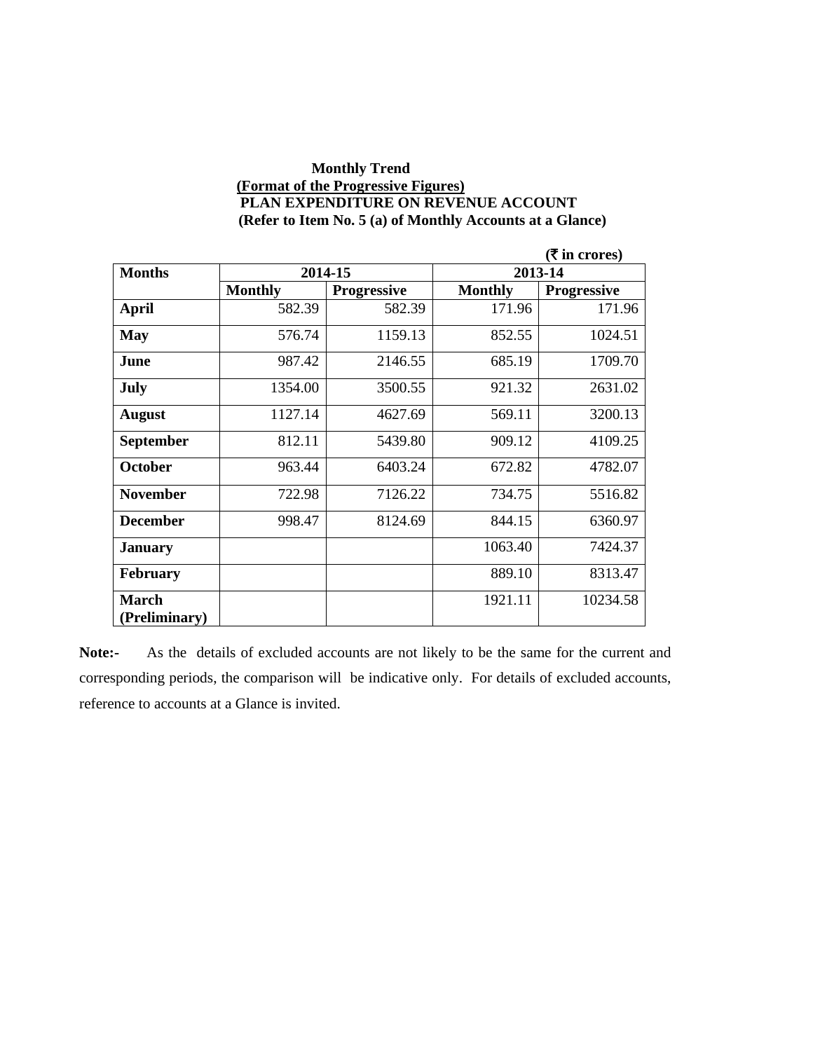**Monthly Trend**

**(Format of the Progressive Figures)**

**PLAN EXPENDITURE ON REVENUE ACCOUNT**

**(Refer to Item No. 5 (a) of Monthly Accounts at a Glance)**

**(₹ in crores)**

| Months | 2014-15 | | 2013-14 | |
|---|---|---|---|---|
| | Monthly | Progressive | Monthly | Progressive |
| **April** | 582.39 | 582.39 | 171.96 | 171.96 |
| **May** | 576.74 | 1159.13 | 852.55 | 1024.51 |
| **June** | 987.42 | 2146.55 | 685.19 | 1709.70 |
| **July** | 1354.00 | 3500.55 | 921.32 | 2631.02 |
| **August** | 1127.14 | 4627.69 | 569.11 | 3200.13 |
| **September** | 812.11 | 5439.80 | 909.12 | 4109.25 |
| **October** | 963.44 | 6403.24 | 672.82 | 4782.07 |
| **November** | 722.98 | 7126.22 | 734.75 | 5516.82 |
| **December** | 998.47 | 8124.69 | 844.15 | 6360.97 |
| **January** | | | 1063.40 | 7424.37 |
| **February** | | | 889.10 | 8313.47 |
| **March (Preliminary)** | | | 1921.11 | 10234.58 |

**Note:-** As the details of excluded accounts are not likely to be the same for the current and corresponding periods, the comparison will be indicative only. For details of excluded accounts, reference to accounts at a Glance is invited.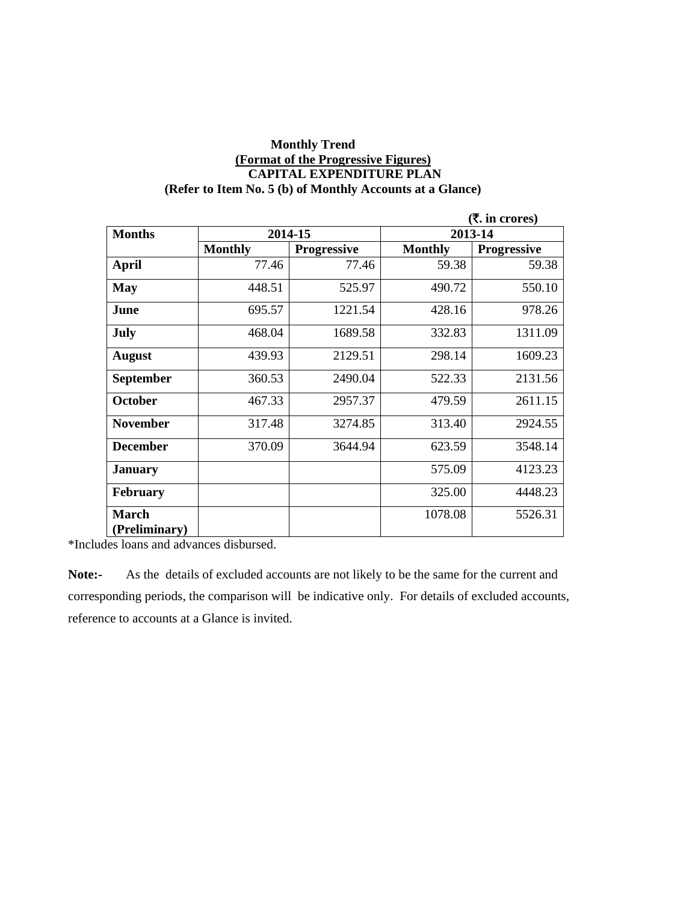**Monthly Trend**

**(Format of the Progressive Figures)**

**CAPITAL EXPENDITURE PLAN**

**(Refer to Item No. 5 (b) of Monthly Accounts at a Glance)**

**(₹. in crores)**

| Months | 2014-15 | | 2013-14 | |
|---|---|---|---|---|
| | Monthly | Progressive | Monthly | Progressive |
| April | 77.46 | 77.46 | 59.38 | 59.38 |
| May | 448.51 | 525.97 | 490.72 | 550.10 |
| June | 695.57 | 1221.54 | 428.16 | 978.26 |
| July | 468.04 | 1689.58 | 332.83 | 1311.09 |
| August | 439.93 | 2129.51 | 298.14 | 1609.23 |
| September | 360.53 | 2490.04 | 522.33 | 2131.56 |
| October | 467.33 | 2957.37 | 479.59 | 2611.15 |
| November | 317.48 | 3274.85 | 313.40 | 2924.55 |
| December | 370.09 | 3644.94 | 623.59 | 3548.14 |
| January | | | 575.09 | 4123.23 |
| February | | | 325.00 | 4448.23 |
| March (Preliminary) | | | 1078.08 | 5526.31 |

*Includes loans and advances disbursed.

**Note:-** As the details of excluded accounts are not likely to be the same for the current and corresponding periods, the comparison will be indicative only. For details of excluded accounts, reference to accounts at a Glance is invited.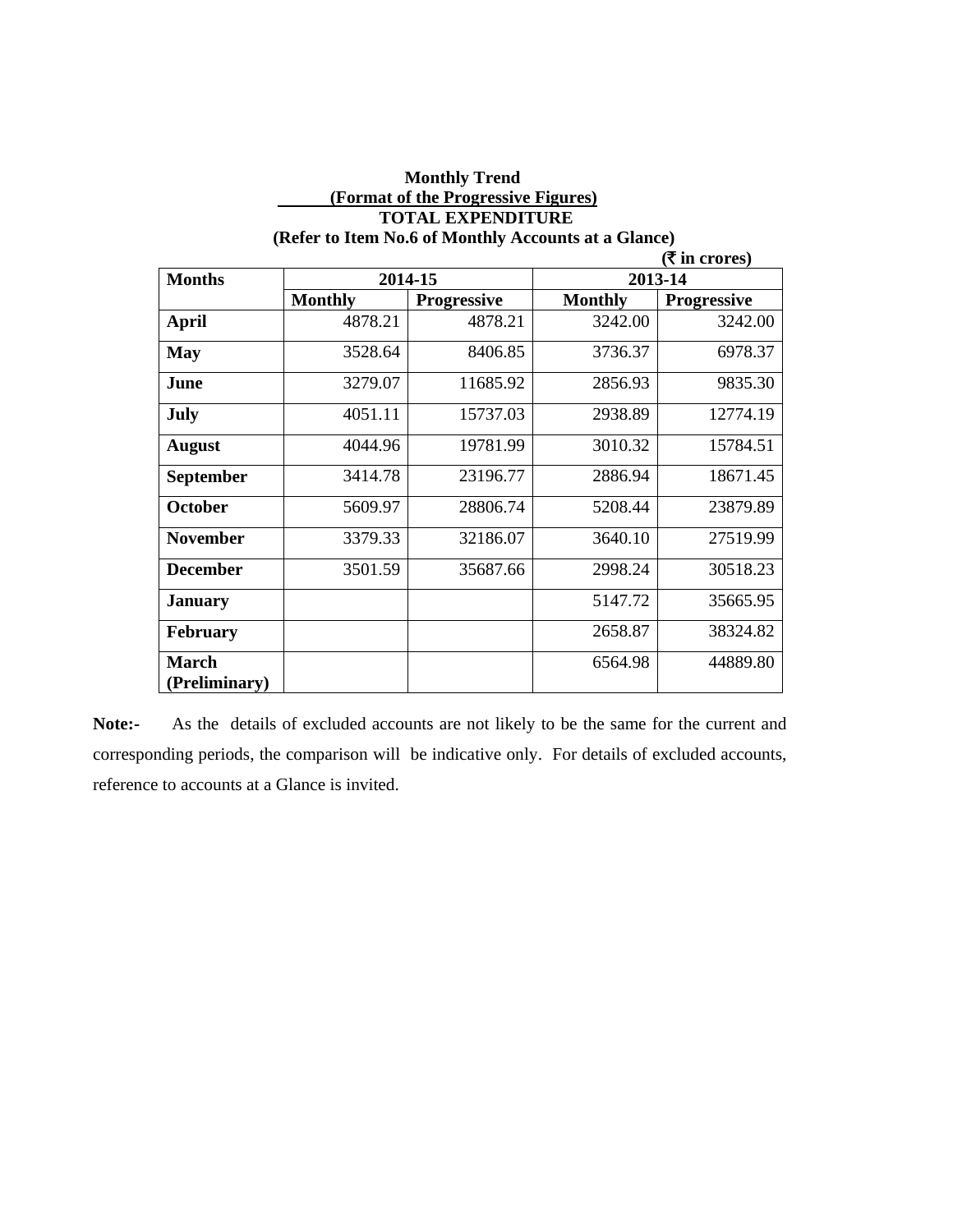**Monthly Trend**

**(Format of the Progressive Figures)**

**TOTAL EXPENDITURE**

**(Refer to Item No.6 of Monthly Accounts at a Glance)**

**(₹ in crores)**

| Months | 2014-15 | | 2013-14 | |
|---|---|---|---|---|
| | Monthly | Progressive | Monthly | Progressive |
| **April** | 4878.21 | 4878.21 | 3242.00 | 3242.00 |
| **May** | 3528.64 | 8406.85 | 3736.37 | 6978.37 |
| **June** | 3279.07 | 11685.92 | 2856.93 | 9835.30 |
| **July** | 4051.11 | 15737.03 | 2938.89 | 12774.19 |
| **August** | 4044.96 | 19781.99 | 3010.32 | 15784.51 |
| **September** | 3414.78 | 23196.77 | 2886.94 | 18671.45 |
| **October** | 5609.97 | 28806.74 | 5208.44 | 23879.89 |
| **November** | 3379.33 | 32186.07 | 3640.10 | 27519.99 |
| **December** | 3501.59 | 35687.66 | 2998.24 | 30518.23 |
| **January** | | | 5147.72 | 35665.95 |
| **February** | | | 2658.87 | 38324.82 |
| **March (Preliminary)** | | | 6564.98 | 44889.80 |

**Note:-** As the details of excluded accounts are not likely to be the same for the current and corresponding periods, the comparison will be indicative only. For details of excluded accounts, reference to accounts at a Glance is invited.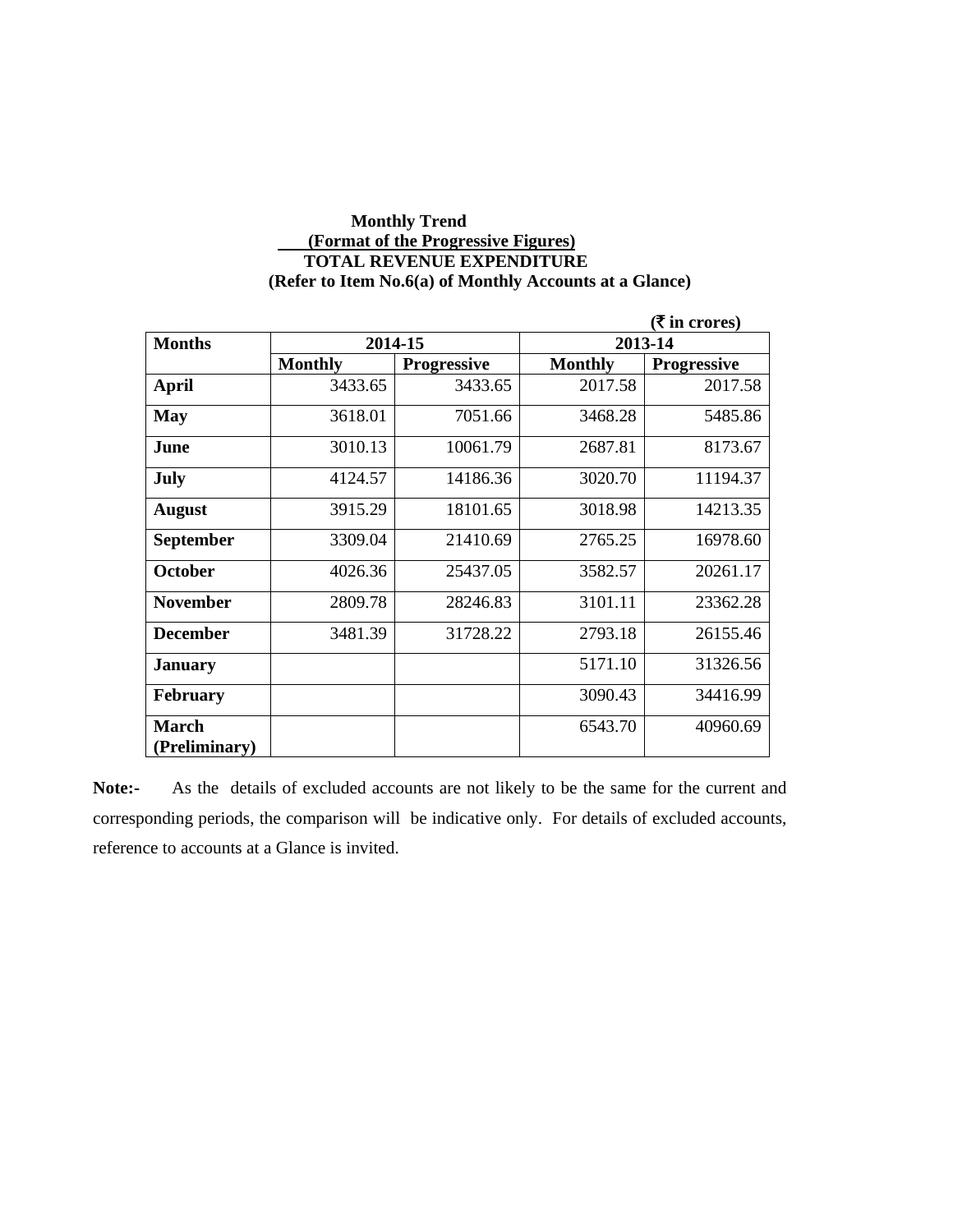**Monthly Trend**

**(Format of the Progressive Figures)**

**TOTAL REVENUE EXPENDITURE**

**(Refer to Item No.6(a) of Monthly Accounts at a Glance)**

**(₹ in crores)**

| Months | 2014-15 | | 2013-14 | |
|---|---|---|---|---|
| | Monthly | Progressive | Monthly | Progressive |
| **April** | 3433.65 | 3433.65 | 2017.58 | 2017.58 |
| **May** | 3618.01 | 7051.66 | 3468.28 | 5485.86 |
| **June** | 3010.13 | 10061.79 | 2687.81 | 8173.67 |
| **July** | 4124.57 | 14186.36 | 3020.70 | 11194.37 |
| **August** | 3915.29 | 18101.65 | 3018.98 | 14213.35 |
| **September** | 3309.04 | 21410.69 | 2765.25 | 16978.60 |
| **October** | 4026.36 | 25437.05 | 3582.57 | 20261.17 |
| **November** | 2809.78 | 28246.83 | 3101.11 | 23362.28 |
| **December** | 3481.39 | 31728.22 | 2793.18 | 26155.46 |
| **January** | | | 5171.10 | 31326.56 |
| **February** | | | 3090.43 | 34416.99 |
| **March (Preliminary)** | | | 6543.70 | 40960.69 |

**Note:-** As the details of excluded accounts are not likely to be the same for the current and corresponding periods, the comparison will be indicative only. For details of excluded accounts, reference to accounts at a Glance is invited.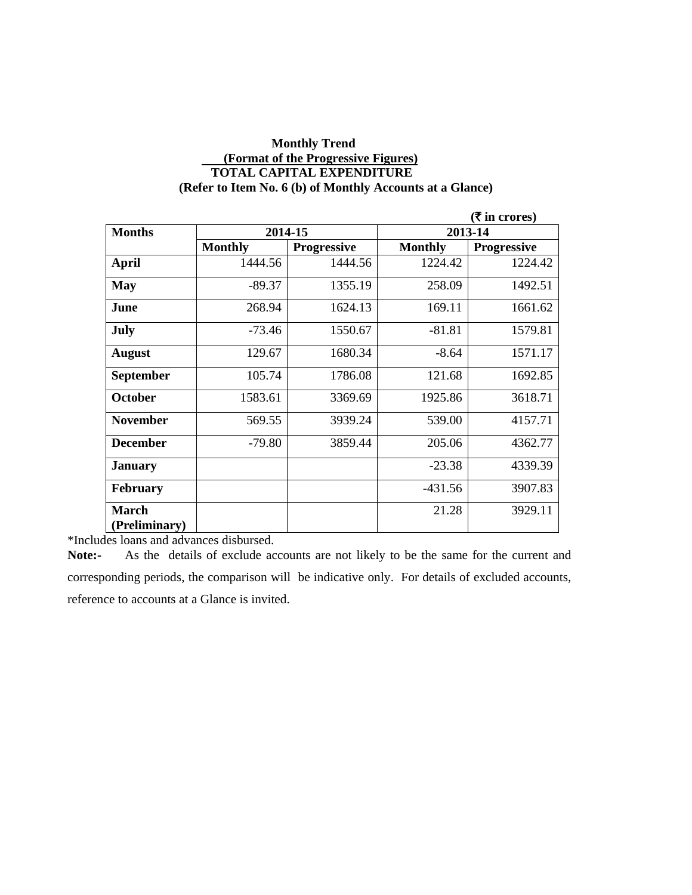**Monthly Trend**

**(Format of the Progressive Figures)**

**TOTAL CAPITAL EXPENDITURE**

**(Refer to Item No. 6 (b) of Monthly Accounts at a Glance)**

**(₹ in crores)**

| Months | 2014-15 | | 2013-14 | |
|---|---|---|---|---|
| | Monthly | Progressive | Monthly | Progressive |
| **April** | 1444.56 | 1444.56 | 1224.42 | 1224.42 |
| **May** | -89.37 | 1355.19 | 258.09 | 1492.51 |
| **June** | 268.94 | 1624.13 | 169.11 | 1661.62 |
| **July** | -73.46 | 1550.67 | -81.81 | 1579.81 |
| **August** | 129.67 | 1680.34 | -8.64 | 1571.17 |
| **September** | 105.74 | 1786.08 | 121.68 | 1692.85 |
| **October** | 1583.61 | 3369.69 | 1925.86 | 3618.71 |
| **November** | 569.55 | 3939.24 | 539.00 | 4157.71 |
| **December** | -79.80 | 3859.44 | 205.06 | 4362.77 |
| **January** | | | -23.38 | 4339.39 |
| **February** | | | -431.56 | 3907.83 |
| **March (Preliminary)** | | | 21.28 | 3929.11 |

*Includes loans and advances disbursed.

**Note:-** As the details of exclude accounts are not likely to be the same for the current and corresponding periods, the comparison will be indicative only. For details of excluded accounts, reference to accounts at a Glance is invited.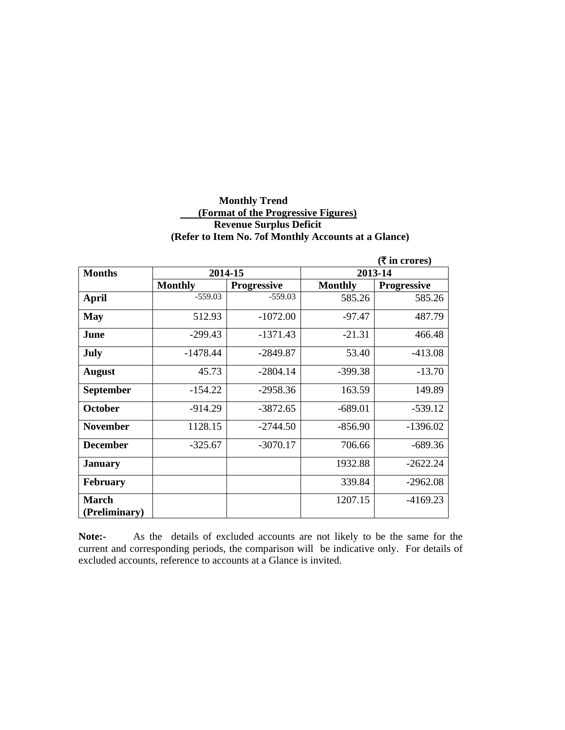**Monthly Trend**

**(Format of the Progressive Figures)**

**Revenue Surplus Deficit**

**(Refer to Item No. 7of Monthly Accounts at a Glance)**

**(₹ in crores)**

| Months | 2014-15 | | 2013-14 | |
|---|---|---|---|---|
| | Monthly | Progressive | Monthly | Progressive |
| April | -559.03 | -559.03 | 585.26 | 585.26 |
| May | 512.93 | -1072.00 | -97.47 | 487.79 |
| June | -299.43 | -1371.43 | -21.31 | 466.48 |
| July | -1478.44 | -2849.87 | 53.40 | -413.08 |
| August | 45.73 | -2804.14 | -399.38 | -13.70 |
| September | -154.22 | -2958.36 | 163.59 | 149.89 |
| October | -914.29 | -3872.65 | -689.01 | -539.12 |
| November | 1128.15 | -2744.50 | -856.90 | -1396.02 |
| December | -325.67 | -3070.17 | 706.66 | -689.36 |
| January | | | 1932.88 | -2622.24 |
| February | | | 339.84 | -2962.08 |
| March (Preliminary) | | | 1207.15 | -4169.23 |

**Note:-** As the details of excluded accounts are not likely to be the same for the current and corresponding periods, the comparison will be indicative only. For details of excluded accounts, reference to accounts at a Glance is invited.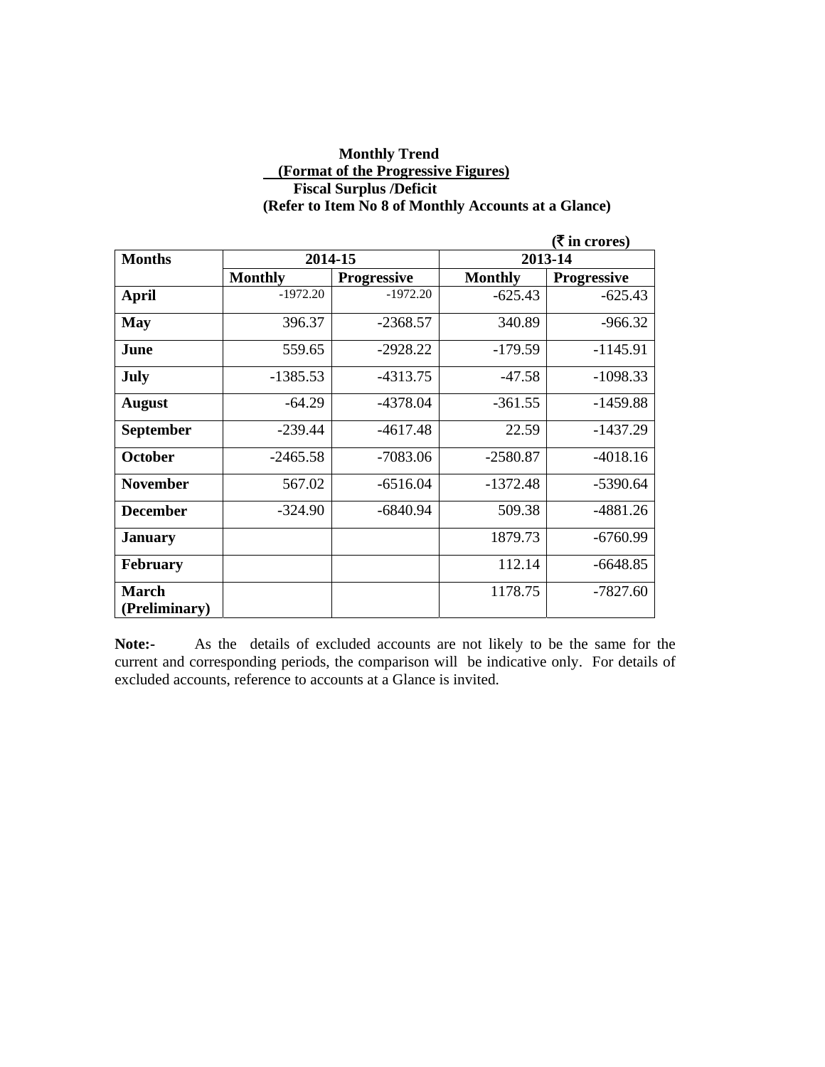**Monthly Trend**
**(Format of the Progressive Figures)**
**Fiscal Surplus /Deficit**
**(Refer to Item No 8 of Monthly Accounts at a Glance)**

**(₹ in crores)**

| Months | 2014-15 | | 2013-14 | |
|---|---|---|---|---|
| | Monthly | Progressive | Monthly | Progressive |
| April | -1972.20 | -1972.20 | -625.43 | -625.43 |
| May | 396.37 | -2368.57 | 340.89 | -966.32 |
| June | 559.65 | -2928.22 | -179.59 | -1145.91 |
| July | -1385.53 | -4313.75 | -47.58 | -1098.33 |
| August | -64.29 | -4378.04 | -361.55 | -1459.88 |
| September | -239.44 | -4617.48 | 22.59 | -1437.29 |
| October | -2465.58 | -7083.06 | -2580.87 | -4018.16 |
| November | 567.02 | -6516.04 | -1372.48 | -5390.64 |
| December | -324.90 | -6840.94 | 509.38 | -4881.26 |
| January | | | 1879.73 | -6760.99 |
| February | | | 112.14 | -6648.85 |
| March (Preliminary) | | | 1178.75 | -7827.60 |

**Note:-** As the details of excluded accounts are not likely to be the same for the current and corresponding periods, the comparison will be indicative only. For details of excluded accounts, reference to accounts at a Glance is invited.